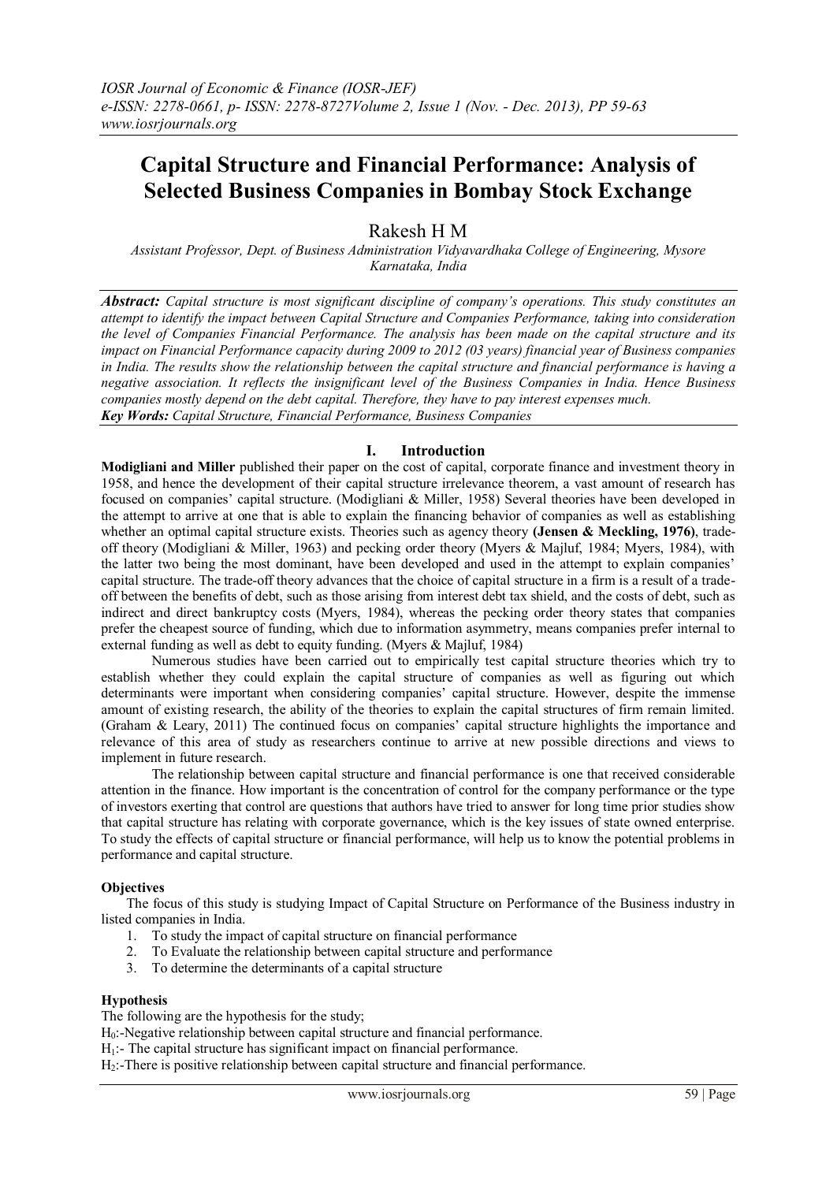# Capital Structure and Financial Performance: Analysis of Selected Business Companies in Bombay Stock Exchange

Rakesh H M

*Assistant Professor, Dept. of Business Administration Vidyavardhaka College of Engineering, Mysore Karnataka, India*

***Abstract:*** *Capital structure is most significant discipline of company's operations. This study constitutes an attempt to identify the impact between Capital Structure and Companies Performance, taking into consideration the level of Companies Financial Performance. The analysis has been made on the capital structure and its impact on Financial Performance capacity during 2009 to 2012 (03 years) financial year of Business companies in India. The results show the relationship between the capital structure and financial performance is having a negative association. It reflects the insignificant level of the Business Companies in India. Hence Business companies mostly depend on the debt capital. Therefore, they have to pay interest expenses much.*

***Key Words:*** *Capital Structure, Financial Performance, Business Companies*

## I. Introduction

**Modigliani and Miller** published their paper on the cost of capital, corporate finance and investment theory in 1958, and hence the development of their capital structure irrelevance theorem, a vast amount of research has focused on companies' capital structure. (Modigliani & Miller, 1958) Several theories have been developed in the attempt to arrive at one that is able to explain the financing behavior of companies as well as establishing whether an optimal capital structure exists. Theories such as agency theory **(Jensen & Meckling, 1976)**, trade-off theory (Modigliani & Miller, 1963) and pecking order theory (Myers & Majluf, 1984; Myers, 1984), with the latter two being the most dominant, have been developed and used in the attempt to explain companies' capital structure. The trade-off theory advances that the choice of capital structure in a firm is a result of a trade-off between the benefits of debt, such as those arising from interest debt tax shield, and the costs of debt, such as indirect and direct bankruptcy costs (Myers, 1984), whereas the pecking order theory states that companies prefer the cheapest source of funding, which due to information asymmetry, means companies prefer internal to external funding as well as debt to equity funding. (Myers & Majluf, 1984)

Numerous studies have been carried out to empirically test capital structure theories which try to establish whether they could explain the capital structure of companies as well as figuring out which determinants were important when considering companies' capital structure. However, despite the immense amount of existing research, the ability of the theories to explain the capital structures of firm remain limited. (Graham & Leary, 2011) The continued focus on companies' capital structure highlights the importance and relevance of this area of study as researchers continue to arrive at new possible directions and views to implement in future research.

The relationship between capital structure and financial performance is one that received considerable attention in the finance. How important is the concentration of control for the company performance or the type of investors exerting that control are questions that authors have tried to answer for long time prior studies show that capital structure has relating with corporate governance, which is the key issues of state owned enterprise. To study the effects of capital structure or financial performance, will help us to know the potential problems in performance and capital structure.

### Objectives

The focus of this study is studying Impact of Capital Structure on Performance of the Business industry in listed companies in India.

1. To study the impact of capital structure on financial performance
2. To Evaluate the relationship between capital structure and performance
3. To determine the determinants of a capital structure

### Hypothesis

The following are the hypothesis for the study;

$H_0$:-Negative relationship between capital structure and financial performance.

$H_1$:- The capital structure has significant impact on financial performance.

$H_2$:-There is positive relationship between capital structure and financial performance.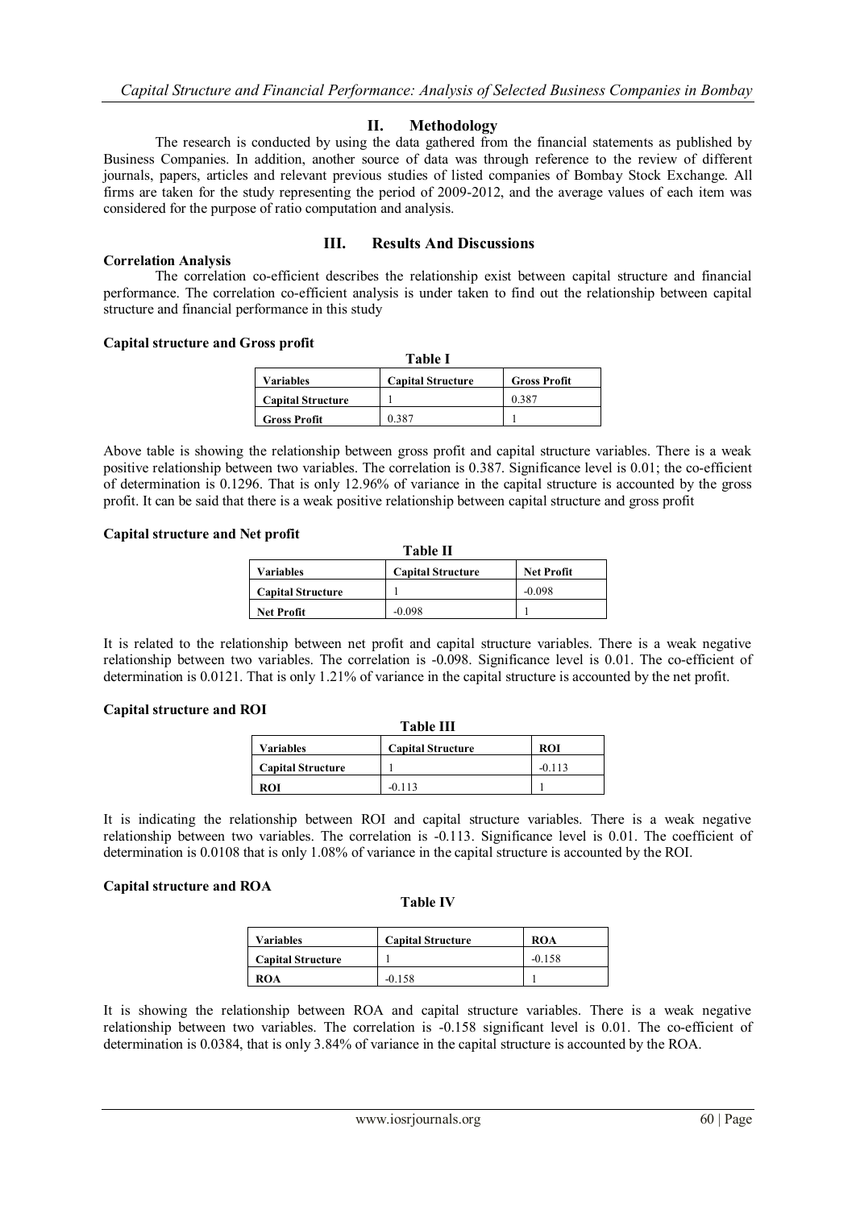## II. Methodology

The research is conducted by using the data gathered from the financial statements as published by Business Companies. In addition, another source of data was through reference to the review of different journals, papers, articles and relevant previous studies of listed companies of Bombay Stock Exchange. All firms are taken for the study representing the period of 2009-2012, and the average values of each item was considered for the purpose of ratio computation and analysis.

## III. Results And Discussions

**Correlation Analysis**

The correlation co-efficient describes the relationship exist between capital structure and financial performance. The correlation co-efficient analysis is under taken to find out the relationship between capital structure and financial performance in this study

**Capital structure and Gross profit**

**Table I**

| Variables | Capital Structure | Gross Profit |
|---|---|---|
| Capital Structure | 1 | 0.387 |
| Gross Profit | 0.387 | 1 |

Above table is showing the relationship between gross profit and capital structure variables. There is a weak positive relationship between two variables. The correlation is 0.387. Significance level is 0.01; the co-efficient of determination is 0.1296. That is only 12.96% of variance in the capital structure is accounted by the gross profit. It can be said that there is a weak positive relationship between capital structure and gross profit

**Capital structure and Net profit**

**Table II**

| Variables | Capital Structure | Net Profit |
|---|---|---|
| Capital Structure | 1 | -0.098 |
| Net Profit | -0.098 | 1 |

It is related to the relationship between net profit and capital structure variables. There is a weak negative relationship between two variables. The correlation is -0.098. Significance level is 0.01. The co-efficient of determination is 0.0121. That is only 1.21% of variance in the capital structure is accounted by the net profit.

**Capital structure and ROI**

**Table III**

| Variables | Capital Structure | ROI |
|---|---|---|
| Capital Structure | 1 | -0.113 |
| ROI | -0.113 | 1 |

It is indicating the relationship between ROI and capital structure variables. There is a weak negative relationship between two variables. The correlation is -0.113. Significance level is 0.01. The coefficient of determination is 0.0108 that is only 1.08% of variance in the capital structure is accounted by the ROI.

**Capital structure and ROA**

**Table IV**

| Variables | Capital Structure | ROA |
|---|---|---|
| Capital Structure | 1 | -0.158 |
| ROA | -0.158 | 1 |

It is showing the relationship between ROA and capital structure variables. There is a weak negative relationship between two variables. The correlation is -0.158 significant level is 0.01. The co-efficient of determination is 0.0384, that is only 3.84% of variance in the capital structure is accounted by the ROA.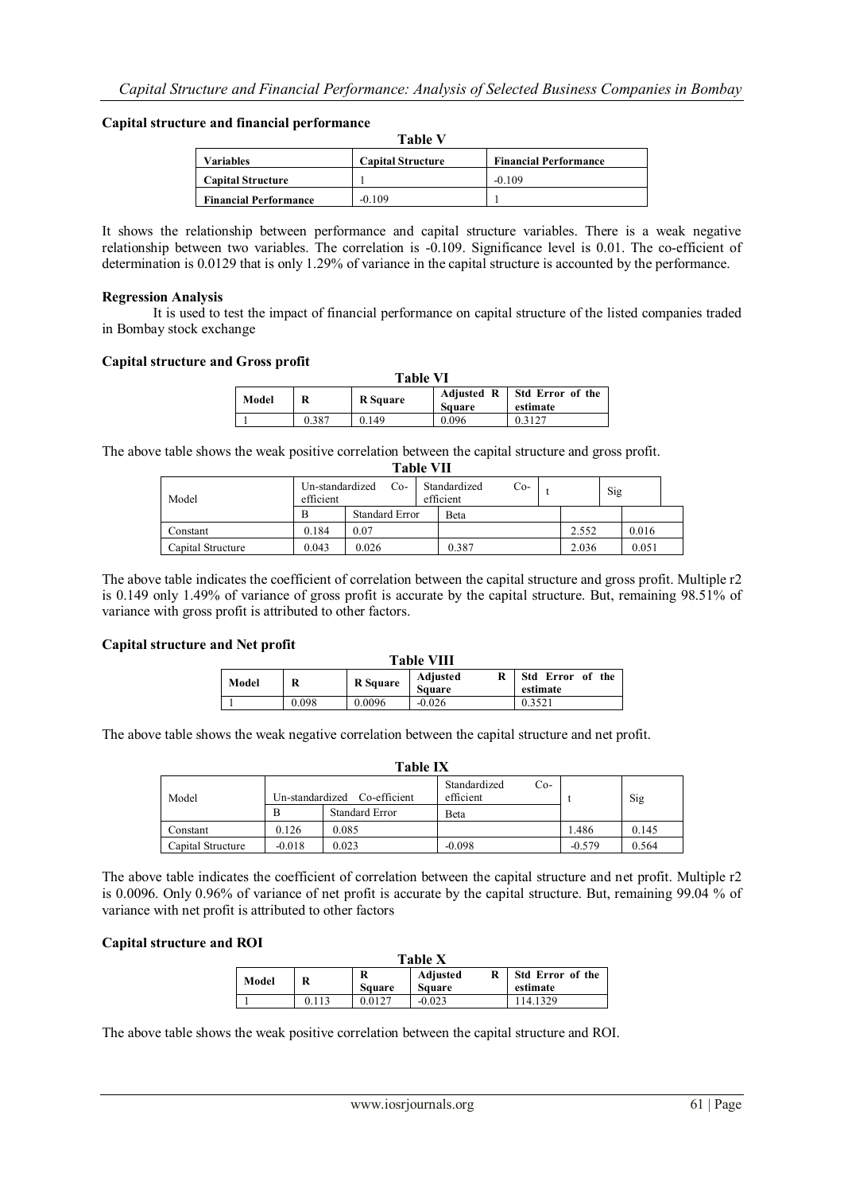**Capital structure and financial performance**

**Table V**

| Variables | Capital Structure | Financial Performance |
|---|---|---|
| Capital Structure | 1 | -0.109 |
| Financial Performance | -0.109 | 1 |

It shows the relationship between performance and capital structure variables. There is a weak negative relationship between two variables. The correlation is -0.109. Significance level is 0.01. The co-efficient of determination is 0.0129 that is only 1.29% of variance in the capital structure is accounted by the performance.

**Regression Analysis**

It is used to test the impact of financial performance on capital structure of the listed companies traded in Bombay stock exchange

**Capital structure and Gross profit**

**Table VI**

| Model | R | R Square | Adjusted R Square | Std Error of the estimate |
|---|---|---|---|---|
| 1 | 0.387 | 0.149 | 0.096 | 0.3127 |

The above table shows the weak positive correlation between the capital structure and gross profit.

**Table VII**

| Model | Un-standardized Co-efficient | | Standardized Co-efficient | t | Sig |
|---|---|---|---|---|---|
| | B | Standard Error | Beta | | |
| Constant | 0.184 | 0.07 | | 2.552 | 0.016 |
| Capital Structure | 0.043 | 0.026 | 0.387 | 2.036 | 0.051 |

The above table indicates the coefficient of correlation between the capital structure and gross profit. Multiple r2 is 0.149 only 1.49% of variance of gross profit is accurate by the capital structure. But, remaining 98.51% of variance with gross profit is attributed to other factors.

**Capital structure and Net profit**

**Table VIII**

| Model | R | R Square | Adjusted R Square | Std Error of the estimate |
|---|---|---|---|---|
| 1 | 0.098 | 0.0096 | -0.026 | 0.3521 |

The above table shows the weak negative correlation between the capital structure and net profit.

**Table IX**

| Model | Un-standardized Co-efficient | | Standardized Co-efficient | t | Sig |
|---|---|---|---|---|---|
| | B | Standard Error | Beta | | |
| Constant | 0.126 | 0.085 | | 1.486 | 0.145 |
| Capital Structure | -0.018 | 0.023 | -0.098 | -0.579 | 0.564 |

The above table indicates the coefficient of correlation between the capital structure and net profit. Multiple r2 is 0.0096. Only 0.96% of variance of net profit is accurate by the capital structure. But, remaining 99.04 % of variance with net profit is attributed to other factors

**Capital structure and ROI**

**Table X**

| Model | R | R Square | Adjusted R Square | Std Error of the estimate |
|---|---|---|---|---|
| 1 | 0.113 | 0.0127 | -0.023 | 114.1329 |

The above table shows the weak positive correlation between the capital structure and ROI.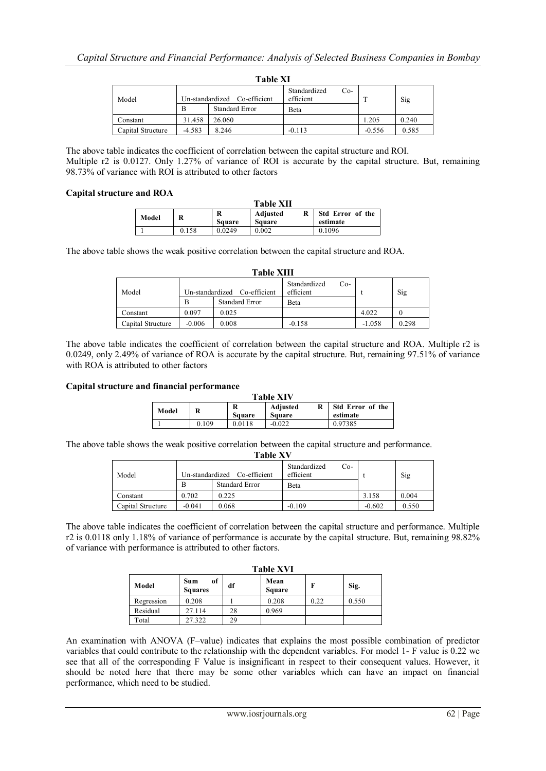**Table XI**

| Model | Un-standardized Co-efficient | | Standardized Co-efficient | T | Sig |
|---|---|---|---|---|---|
| | B | Standard Error | Beta | | |
| Constant | 31.458 | 26.060 | | 1.205 | 0.240 |
| Capital Structure | -4.583 | 8.246 | -0.113 | -0.556 | 0.585 |

The above table indicates the coefficient of correlation between the capital structure and ROI.
Multiple r2 is 0.0127. Only 1.27% of variance of ROI is accurate by the capital structure. But, remaining 98.73% of variance with ROI is attributed to other factors

**Capital structure and ROA**

**Table XII**

| Model | R | R Square | Adjusted R Square | Std Error of the estimate |
|---|---|---|---|---|
| 1 | 0.158 | 0.0249 | 0.002 | 0.1096 |

The above table shows the weak positive correlation between the capital structure and ROA.

**Table XIII**

| Model | Un-standardized Co-efficient | | Standardized Co-efficient | t | Sig |
|---|---|---|---|---|---|
| | B | Standard Error | Beta | | |
| Constant | 0.097 | 0.025 | | 4.022 | 0 |
| Capital Structure | -0.006 | 0.008 | -0.158 | -1.058 | 0.298 |

The above table indicates the coefficient of correlation between the capital structure and ROA. Multiple r2 is 0.0249, only 2.49% of variance of ROA is accurate by the capital structure. But, remaining 97.51% of variance with ROA is attributed to other factors

**Capital structure and financial performance**

**Table XIV**

| Model | R | R Square | Adjusted R Square | Std Error of the estimate |
|---|---|---|---|---|
| 1 | 0.109 | 0.0118 | -0.022 | 0.97385 |

The above table shows the weak positive correlation between the capital structure and performance.

**Table XV**

| Model | Un-standardized Co-efficient | | Standardized Co-efficient | t | Sig |
|---|---|---|---|---|---|
| | B | Standard Error | Beta | | |
| Constant | 0.702 | 0.225 | | 3.158 | 0.004 |
| Capital Structure | -0.041 | 0.068 | -0.109 | -0.602 | 0.550 |

The above table indicates the coefficient of correlation between the capital structure and performance. Multiple r2 is 0.0118 only 1.18% of variance of performance is accurate by the capital structure. But, remaining 98.82% of variance with performance is attributed to other factors.

**Table XVI**

| Model | Sum of Squares | df | Mean Square | F | Sig. |
|---|---|---|---|---|---|
| Regression | 0.208 | 1 | 0.208 | 0.22 | 0.550 |
| Residual | 27.114 | 28 | 0.969 | | |
| Total | 27.322 | 29 | | | |

An examination with ANOVA (F–value) indicates that explains the most possible combination of predictor variables that could contribute to the relationship with the dependent variables. For model 1- F value is 0.22 we see that all of the corresponding F Value is insignificant in respect to their consequent values. However, it should be noted here that there may be some other variables which can have an impact on financial performance, which need to be studied.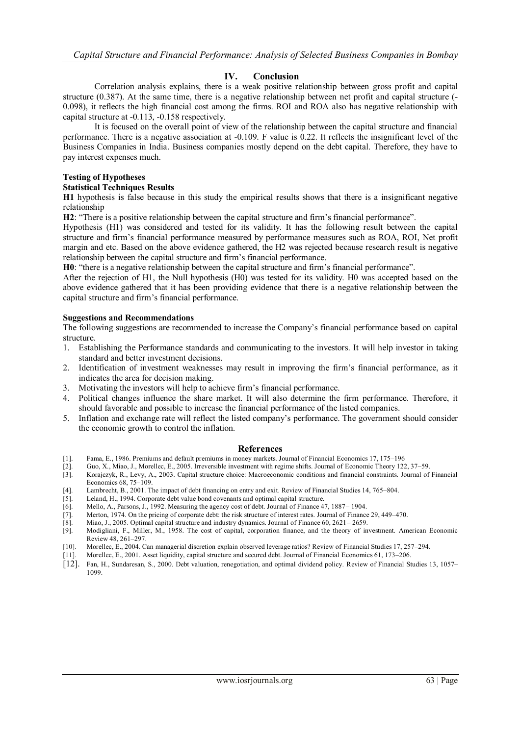## IV. Conclusion

Correlation analysis explains, there is a weak positive relationship between gross profit and capital structure (0.387). At the same time, there is a negative relationship between net profit and capital structure (-0.098), it reflects the high financial cost among the firms. ROI and ROA also has negative relationship with capital structure at -0.113, -0.158 respectively.

It is focused on the overall point of view of the relationship between the capital structure and financial performance. There is a negative association at -0.109. F value is 0.22. It reflects the insignificant level of the Business Companies in India. Business companies mostly depend on the debt capital. Therefore, they have to pay interest expenses much.

**Testing of Hypotheses**

**Statistical Techniques Results**

**H1** hypothesis is false because in this study the empirical results shows that there is a insignificant negative relationship

**H2**: "There is a positive relationship between the capital structure and firm's financial performance".

Hypothesis (H1) was considered and tested for its validity. It has the following result between the capital structure and firm's financial performance measured by performance measures such as ROA, ROI, Net profit margin and etc. Based on the above evidence gathered, the H2 was rejected because research result is negative relationship between the capital structure and firm's financial performance.

**H0**: "there is a negative relationship between the capital structure and firm's financial performance".

After the rejection of H1, the Null hypothesis (H0) was tested for its validity. H0 was accepted based on the above evidence gathered that it has been providing evidence that there is a negative relationship between the capital structure and firm's financial performance.

**Suggestions and Recommendations**

The following suggestions are recommended to increase the Company's financial performance based on capital structure.

1. Establishing the Performance standards and communicating to the investors. It will help investor in taking standard and better investment decisions.
2. Identification of investment weaknesses may result in improving the firm's financial performance, as it indicates the area for decision making.
3. Motivating the investors will help to achieve firm's financial performance.
4. Political changes influence the share market. It will also determine the firm performance. Therefore, it should favorable and possible to increase the financial performance of the listed companies.
5. Inflation and exchange rate will reflect the listed company's performance. The government should consider the economic growth to control the inflation.

## References

[1]. Fama, E., 1986. Premiums and default premiums in money markets. Journal of Financial Economics 17, 175–196

[2]. Guo, X., Miao, J., Morellec, E., 2005. Irreversible investment with regime shifts. Journal of Economic Theory 122, 37–59.

[3]. Korajczyk, R., Levy, A., 2003. Capital structure choice: Macroeconomic conditions and financial constraints. Journal of Financial Economics 68, 75–109.

[4]. Lambrecht, B., 2001. The impact of debt financing on entry and exit. Review of Financial Studies 14, 765–804.

[5]. Leland, H., 1994. Corporate debt value bond covenants and optimal capital structure.

[6]. Mello, A., Parsons, J., 1992. Measuring the agency cost of debt. Journal of Finance 47, 1887– 1904.

[7]. Merton, 1974. On the pricing of corporate debt: the risk structure of interest rates. Journal of Finance 29, 449–470.

[8]. Miao, J., 2005. Optimal capital structure and industry dynamics. Journal of Finance 60, 2621– 2659.

[9]. Modigliani, F., Miller, M., 1958. The cost of capital, corporation finance, and the theory of investment. American Economic Review 48, 261–297.

[10]. Morellec, E., 2004. Can managerial discretion explain observed leverage ratios? Review of Financial Studies 17, 257–294.

[11]. Morellec, E., 2001. Asset liquidity, capital structure and secured debt. Journal of Financial Economics 61, 173–206.

[12]. Fan, H., Sundaresan, S., 2000. Debt valuation, renegotiation, and optimal dividend policy. Review of Financial Studies 13, 1057–1099.